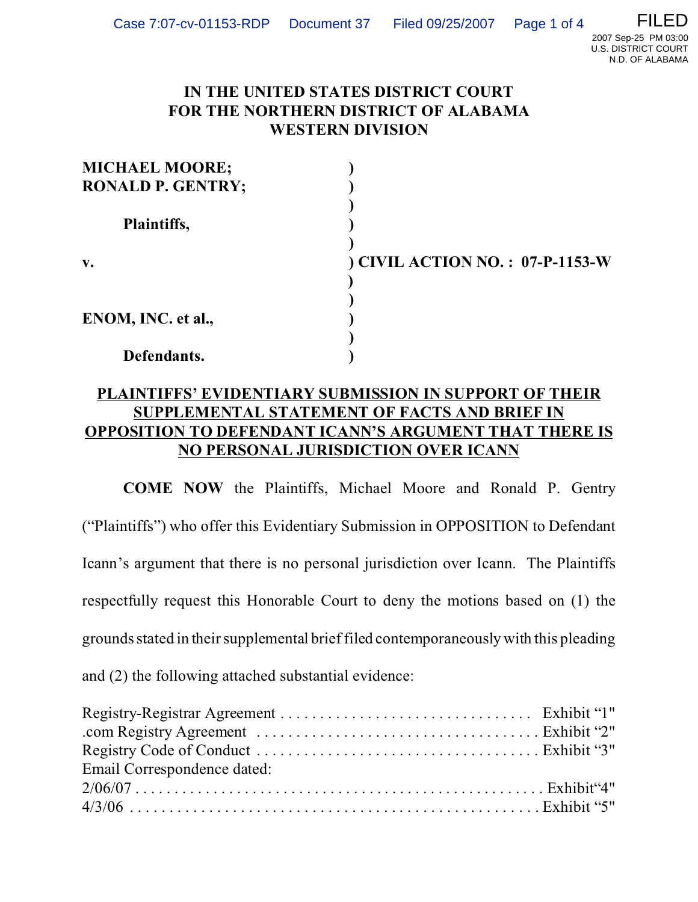# IN THE UNITED STATES DISTRICT COURT
# FOR THE NORTHERN DISTRICT OF ALABAMA
# WESTERN DIVISION

**MICHAEL MOORE;**
**RONALD P. GENTRY;**

**Plaintiffs,**

**v.** ) **CIVIL ACTION NO. : 07-P-1153-W**

**ENOM, INC. et al.,**

**Defendants.**

## PLAINTIFFS' EVIDENTIARY SUBMISSION IN SUPPORT OF THEIR SUPPLEMENTAL STATEMENT OF FACTS AND BRIEF IN OPPOSITION TO DEFENDANT ICANN'S ARGUMENT THAT THERE IS NO PERSONAL JURISDICTION OVER ICANN

**COME NOW** the Plaintiffs, Michael Moore and Ronald P. Gentry ("Plaintiffs") who offer this Evidentiary Submission in OPPOSITION to Defendant Icann's argument that there is no personal jurisdiction over Icann. The Plaintiffs respectfully request this Honorable Court to deny the motions based on (1) the grounds stated in their supplemental brief filed contemporaneously with this pleading and (2) the following attached substantial evidence:

Registry-Registrar Agreement . . . . . . . . . . . . . . . . . . . . . . . . . . . . . . . . Exhibit "1"
.com Registry Agreement . . . . . . . . . . . . . . . . . . . . . . . . . . . . . . . . . . . Exhibit "2"
Registry Code of Conduct . . . . . . . . . . . . . . . . . . . . . . . . . . . . . . . . . . . Exhibit "3"
Email Correspondence dated:
2/06/07 . . . . . . . . . . . . . . . . . . . . . . . . . . . . . . . . . . . . . . . . . . . . . . . . . . . Exhibit"4"
4/3/06 . . . . . . . . . . . . . . . . . . . . . . . . . . . . . . . . . . . . . . . . . . . . . . . . . . . . Exhibit "5"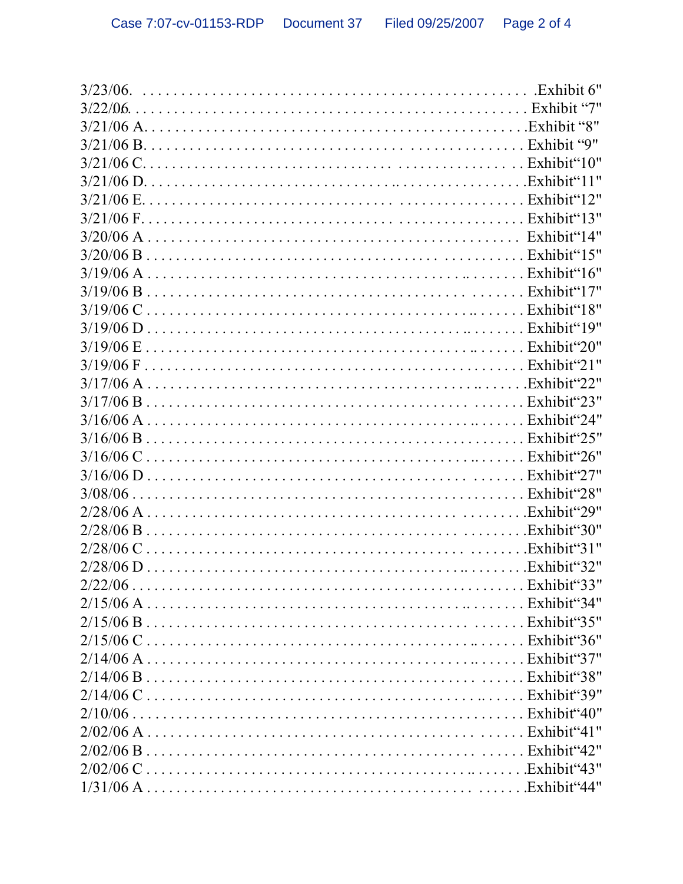3/23/06. . . . . . . . . . . . . . . . . . . . . . . . . . . . . . . . . . . . . . . . . . . . . . . .Exhibit 6"
3/22/06. . . . . . . . . . . . . . . . . . . . . . . . . . . . . . . . . . . . . . . . . . . . . . . . Exhibit “7"
3/21/06 A. . . . . . . . . . . . . . . . . . . . . . . . . . . . . . . . . . . . . . . . . . . . . . .Exhibit “8"
3/21/06 B. . . . . . . . . . . . . . . . . . . . . . . . . . . . . . . . . . . . . . . . . . . . . . Exhibit “9"
3/21/06 C. . . . . . . . . . . . . . . . . . . . . . . . . . . . . . . . . . . . . . . . . . . . . . Exhibit“10"
3/21/06 D. . . . . . . . . . . . . . . . . . . . . . . . . . . . . . . . . . . . . . . . . . . . . . .Exhibit“11"
3/21/06 E. . . . . . . . . . . . . . . . . . . . . . . . . . . . . . . . . . . . . . . . . . . . . . Exhibit“12"
3/21/06 F. . . . . . . . . . . . . . . . . . . . . . . . . . . . . . . . . . . . . . . . . . . . . . Exhibit“13"
3/20/06 A . . . . . . . . . . . . . . . . . . . . . . . . . . . . . . . . . . . . . . . . . . . . . Exhibit“14"
3/20/06 B . . . . . . . . . . . . . . . . . . . . . . . . . . . . . . . . . . . . . . . . . . . . . Exhibit“15"
3/19/06 A . . . . . . . . . . . . . . . . . . . . . . . . . . . . . . . . . . . . . . . . . . . . . Exhibit“16"
3/19/06 B . . . . . . . . . . . . . . . . . . . . . . . . . . . . . . . . . . . . . . . . . . . . . Exhibit“17"
3/19/06 C . . . . . . . . . . . . . . . . . . . . . . . . . . . . . . . . . . . . . . . . . . . . . Exhibit“18"
3/19/06 D . . . . . . . . . . . . . . . . . . . . . . . . . . . . . . . . . . . . . . . . . . . . . Exhibit“19"
3/19/06 E . . . . . . . . . . . . . . . . . . . . . . . . . . . . . . . . . . . . . . . . . . . . . Exhibit“20"
3/19/06 F . . . . . . . . . . . . . . . . . . . . . . . . . . . . . . . . . . . . . . . . . . . . . Exhibit“21"
3/17/06 A . . . . . . . . . . . . . . . . . . . . . . . . . . . . . . . . . . . . . . . . . . . . . .Exhibit“22"
3/17/06 B . . . . . . . . . . . . . . . . . . . . . . . . . . . . . . . . . . . . . . . . . . . . . Exhibit“23"
3/16/06 A . . . . . . . . . . . . . . . . . . . . . . . . . . . . . . . . . . . . . . . . . . . . . Exhibit“24"
3/16/06 B . . . . . . . . . . . . . . . . . . . . . . . . . . . . . . . . . . . . . . . . . . . . . Exhibit“25"
3/16/06 C . . . . . . . . . . . . . . . . . . . . . . . . . . . . . . . . . . . . . . . . . . . . . Exhibit“26"
3/16/06 D . . . . . . . . . . . . . . . . . . . . . . . . . . . . . . . . . . . . . . . . . . . . . Exhibit“27"
3/08/06 . . . . . . . . . . . . . . . . . . . . . . . . . . . . . . . . . . . . . . . . . . . . . . Exhibit“28"
2/28/06 A . . . . . . . . . . . . . . . . . . . . . . . . . . . . . . . . . . . . . . . . . . . . . .Exhibit“29"
2/28/06 B . . . . . . . . . . . . . . . . . . . . . . . . . . . . . . . . . . . . . . . . . . . . . .Exhibit“30"
2/28/06 C . . . . . . . . . . . . . . . . . . . . . . . . . . . . . . . . . . . . . . . . . . . . . .Exhibit“31"
2/28/06 D . . . . . . . . . . . . . . . . . . . . . . . . . . . . . . . . . . . . . . . . . . . . . .Exhibit“32"
2/22/06 . . . . . . . . . . . . . . . . . . . . . . . . . . . . . . . . . . . . . . . . . . . . . . Exhibit“33"
2/15/06 A . . . . . . . . . . . . . . . . . . . . . . . . . . . . . . . . . . . . . . . . . . . . . Exhibit“34"
2/15/06 B . . . . . . . . . . . . . . . . . . . . . . . . . . . . . . . . . . . . . . . . . . . . . Exhibit“35"
2/15/06 C . . . . . . . . . . . . . . . . . . . . . . . . . . . . . . . . . . . . . . . . . . . . . Exhibit“36"
2/14/06 A . . . . . . . . . . . . . . . . . . . . . . . . . . . . . . . . . . . . . . . . . . . . . Exhibit“37"
2/14/06 B . . . . . . . . . . . . . . . . . . . . . . . . . . . . . . . . . . . . . . . . . . . . . Exhibit“38"
2/14/06 C . . . . . . . . . . . . . . . . . . . . . . . . . . . . . . . . . . . . . . . . . . . . . Exhibit“39"
2/10/06 . . . . . . . . . . . . . . . . . . . . . . . . . . . . . . . . . . . . . . . . . . . . . . Exhibit“40"
2/02/06 A . . . . . . . . . . . . . . . . . . . . . . . . . . . . . . . . . . . . . . . . . . . . . Exhibit“41"
2/02/06 B . . . . . . . . . . . . . . . . . . . . . . . . . . . . . . . . . . . . . . . . . . . . . Exhibit“42"
2/02/06 C . . . . . . . . . . . . . . . . . . . . . . . . . . . . . . . . . . . . . . . . . . . . . .Exhibit“43"
1/31/06 A . . . . . . . . . . . . . . . . . . . . . . . . . . . . . . . . . . . . . . . . . . . . . .Exhibit“44"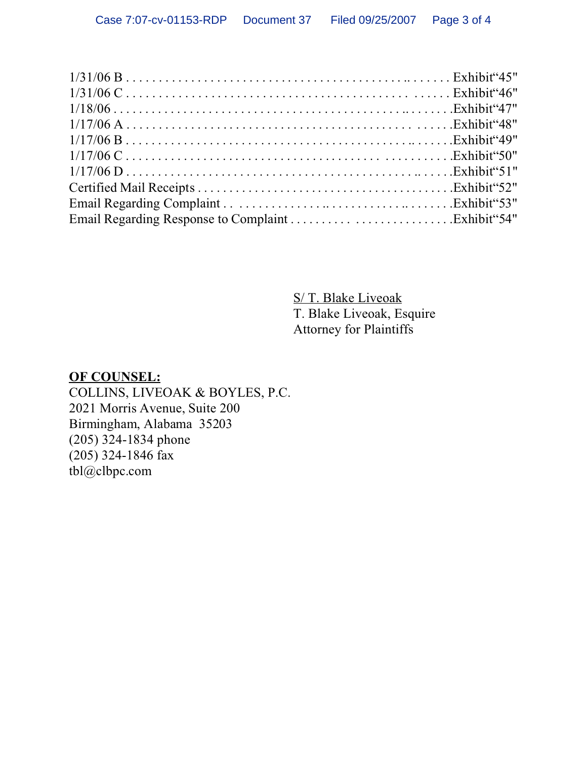1/31/06 B . . . . . . . . . . . . . . . . . . . . . . . . . . . . . . . . . . . . . . . . . . . . . . . . Exhibit"45"
1/31/06 C . . . . . . . . . . . . . . . . . . . . . . . . . . . . . . . . . . . . . . . . . . . . . . . Exhibit"46"
1/18/06 . . . . . . . . . . . . . . . . . . . . . . . . . . . . . . . . . . . . . . . . . . . . . . . . . . .Exhibit"47"
1/17/06 A . . . . . . . . . . . . . . . . . . . . . . . . . . . . . . . . . . . . . . . . . . . . . . . . .Exhibit"48"
1/17/06 B . . . . . . . . . . . . . . . . . . . . . . . . . . . . . . . . . . . . . . . . . . . . . . . . .Exhibit"49"
1/17/06 C . . . . . . . . . . . . . . . . . . . . . . . . . . . . . . . . . . . . . . . . . . . . . . . .Exhibit"50"
1/17/06 D . . . . . . . . . . . . . . . . . . . . . . . . . . . . . . . . . . . . . . . . . . . . . . . . .Exhibit"51"
Certified Mail Receipts . . . . . . . . . . . . . . . . . . . . . . . . . . . . . . . . . . . . . . . .Exhibit"52"
Email Regarding Complaint . . . . . . . . . . . . . . . . . . . . . . . . . . . . . . . . . . . . .Exhibit"53"
Email Regarding Response to Complaint . . . . . . . . . . . . . . . . . . . . . . . . . . .Exhibit"54"

S/ T. Blake Liveoak
T. Blake Liveoak, Esquire
Attorney for Plaintiffs

**OF COUNSEL:**
COLLINS, LIVEOAK & BOYLES, P.C.
2021 Morris Avenue, Suite 200
Birmingham, Alabama 35203
(205) 324-1834 phone
(205) 324-1846 fax
tbl@clbpc.com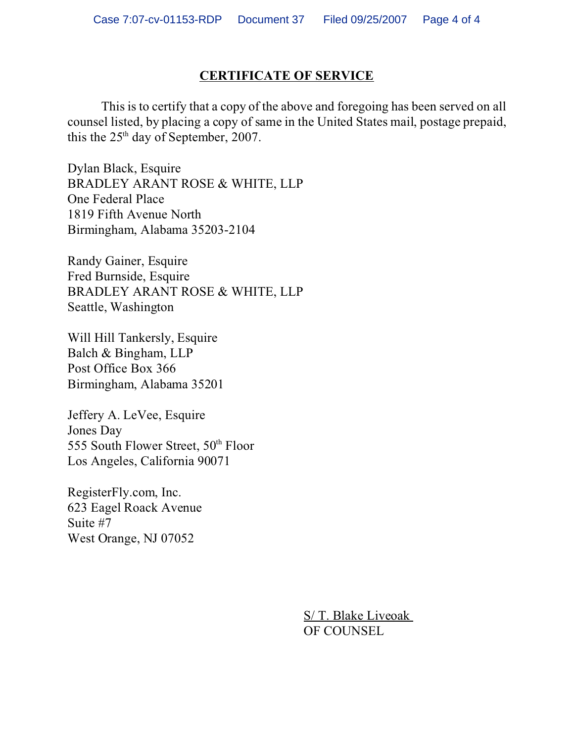## CERTIFICATE OF SERVICE

This is to certify that a copy of the above and foregoing has been served on all counsel listed, by placing a copy of same in the United States mail, postage prepaid, this the 25th day of September, 2007.

Dylan Black, Esquire
BRADLEY ARANT ROSE & WHITE, LLP
One Federal Place
1819 Fifth Avenue North
Birmingham, Alabama 35203-2104

Randy Gainer, Esquire
Fred Burnside, Esquire
BRADLEY ARANT ROSE & WHITE, LLP
Seattle, Washington

Will Hill Tankersly, Esquire
Balch & Bingham, LLP
Post Office Box 366
Birmingham, Alabama 35201

Jeffery A. LeVee, Esquire
Jones Day
555 South Flower Street, 50th Floor
Los Angeles, California 90071

RegisterFly.com, Inc.
623 Eagel Roack Avenue
Suite #7
West Orange, NJ 07052

S/ T. Blake Liveoak
OF COUNSEL